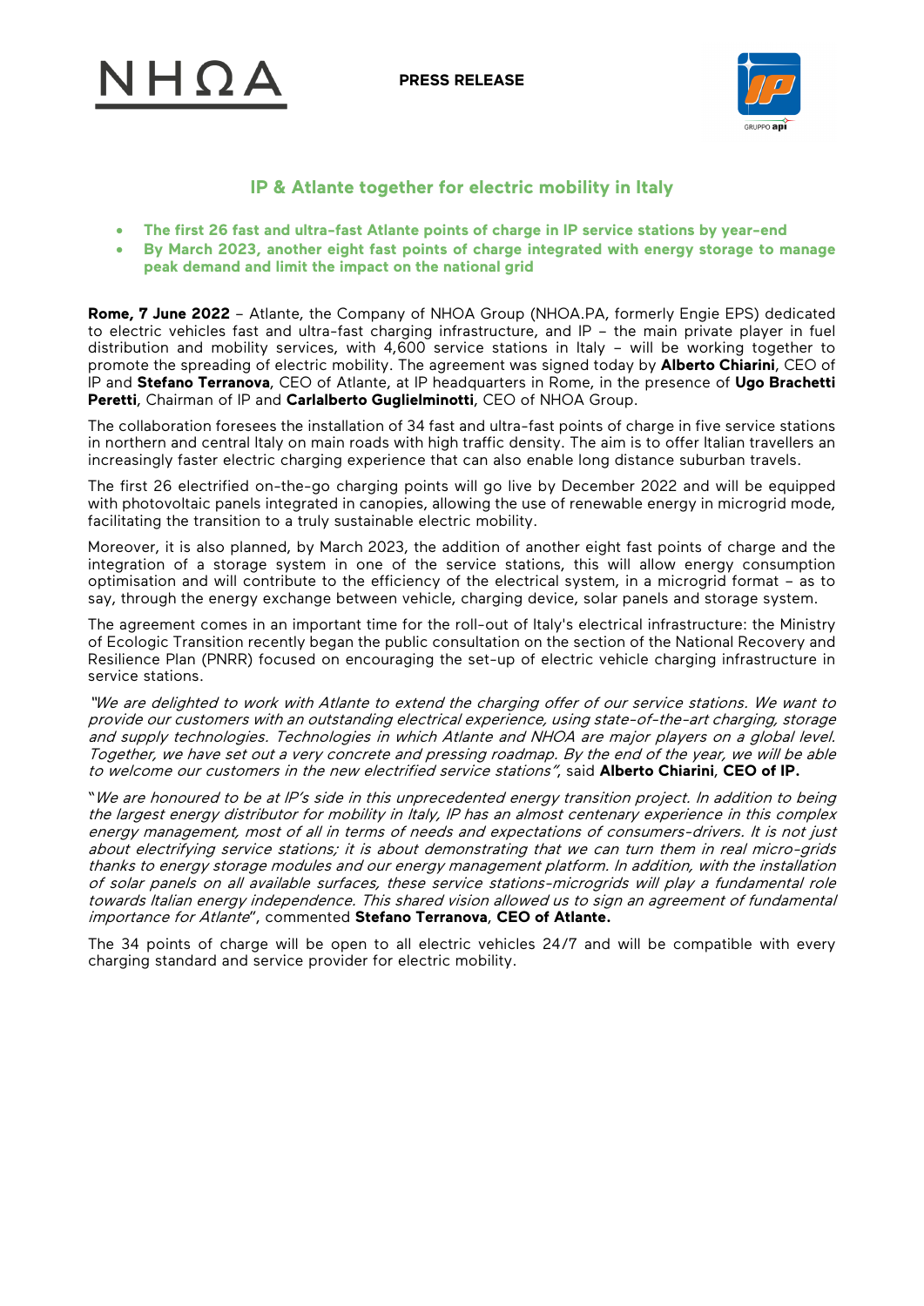NHΩA

**PRESS RELEASE**

## IP & Atlante together for electric mobility in Italy

- **The first 26 fast and ultra-fast Atlante points of charge in IP service stations by year-end**
- **By March 2023, another eight fast points of charge integrated with energy storage to manage peak demand and limit the impact on the national grid**

**Rome, 7 June 2022** – Atlante, the Company of NHOA Group (NHOA.PA, formerly Engie EPS) dedicated to electric vehicles fast and ultra-fast charging infrastructure, and IP – the main private player in fuel distribution and mobility services, with 4,600 service stations in Italy – will be working together to promote the spreading of electric mobility. The agreement was signed today by **Alberto Chiarini**, CEO of IP and **Stefano Terranova**, CEO of Atlante, at IP headquarters in Rome, in the presence of **Ugo Brachetti Peretti**, Chairman of IP and **Carlalberto Guglielminotti**, CEO of NHOA Group.

The collaboration foresees the installation of 34 fast and ultra-fast points of charge in five service stations in northern and central Italy on main roads with high traffic density. The aim is to offer Italian travellers an increasingly faster electric charging experience that can also enable long distance suburban travels.

The first 26 electrified on-the-go charging points will go live by December 2022 and will be equipped with photovoltaic panels integrated in canopies, allowing the use of renewable energy in microgrid mode, facilitating the transition to a truly sustainable electric mobility.

Moreover, it is also planned, by March 2023, the addition of another eight fast points of charge and the integration of a storage system in one of the service stations, this will allow energy consumption optimisation and will contribute to the efficiency of the electrical system, in a microgrid format – as to say, through the energy exchange between vehicle, charging device, solar panels and storage system.

The agreement comes in an important time for the roll-out of Italy's electrical infrastructure: the Ministry of Ecologic Transition recently began the public consultation on the section of the National Recovery and Resilience Plan (PNRR) focused on encouraging the set-up of electric vehicle charging infrastructure in service stations.

*"We are delighted to work with Atlante to extend the charging offer of our service stations. We want to provide our customers with an outstanding electrical experience, using state-of-the-art charging, storage and supply technologies. Technologies in which Atlante and NHOA are major players on a global level. Together, we have set out a very concrete and pressing roadmap. By the end of the year, we will be able to welcome our customers in the new electrified service stations"*, said **Alberto Chiarini**, **CEO of IP.**

"*We are honoured to be at IP's side in this unprecedented energy transition project. In addition to being the largest energy distributor for mobility in Italy, IP has an almost centenary experience in this complex energy management, most of all in terms of needs and expectations of consumers-drivers. It is not just about electrifying service stations; it is about demonstrating that we can turn them in real micro-grids thanks to energy storage modules and our energy management platform. In addition, with the installation of solar panels on all available surfaces, these service stations-microgrids will play a fundamental role towards Italian energy independence. This shared vision allowed us to sign an agreement of fundamental importance for Atlante*", commented **Stefano Terranova**, **CEO of Atlante.**

The 34 points of charge will be open to all electric vehicles 24/7 and will be compatible with every charging standard and service provider for electric mobility.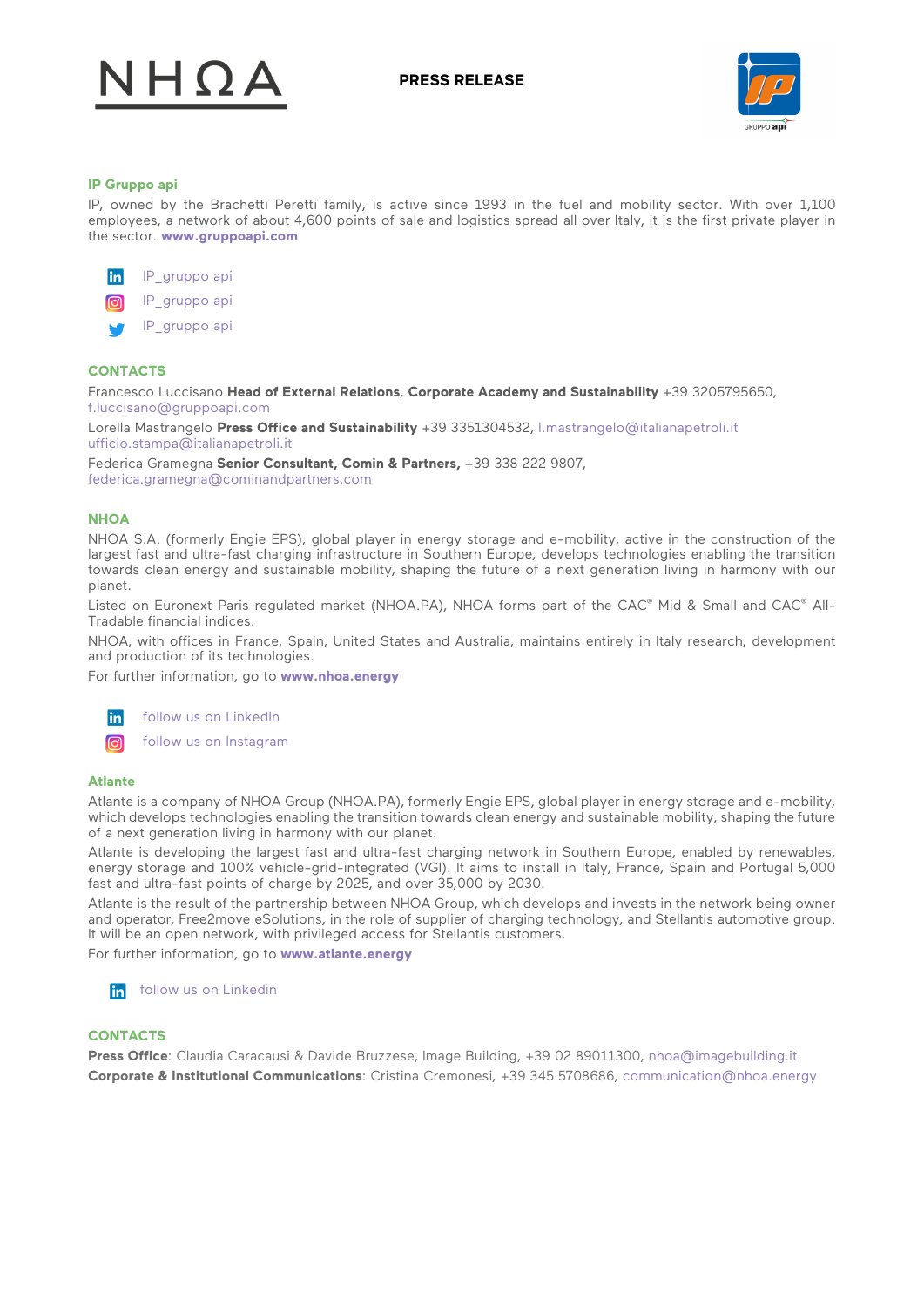**PRESS RELEASE**

### IP Gruppo api

IP, owned by the Brachetti Peretti family, is active since 1993 in the fuel and mobility sector. With over 1,100 employees, a network of about 4,600 points of sale and logistics spread all over Italy, it is the first private player in the sector. **www.gruppoapi.com**

- IP_gruppo api
- IP_gruppo api
- IP_gruppo api

### CONTACTS

Francesco Luccisano **Head of External Relations**, **Corporate Academy and Sustainability** +39 3205795650, f.luccisano@gruppoapi.com

Lorella Mastrangelo **Press Office and Sustainability** +39 3351304532, l.mastrangelo@italianapetroli.it ufficio.stampa@italianapetroli.it

Federica Gramegna **Senior Consultant, Comin & Partners,** +39 338 222 9807, federica.gramegna@cominandpartners.com

### NHOA

NHOA S.A. (formerly Engie EPS), global player in energy storage and e-mobility, active in the construction of the largest fast and ultra-fast charging infrastructure in Southern Europe, develops technologies enabling the transition towards clean energy and sustainable mobility, shaping the future of a next generation living in harmony with our planet.

Listed on Euronext Paris regulated market (NHOA.PA), NHOA forms part of the CAC® Mid & Small and CAC® All-Tradable financial indices.

NHOA, with offices in France, Spain, United States and Australia, maintains entirely in Italy research, development and production of its technologies.

For further information, go to **www.nhoa.energy**

- follow us on LinkedIn
- follow us on Instagram

### Atlante

Atlante is a company of NHOA Group (NHOA.PA), formerly Engie EPS, global player in energy storage and e-mobility, which develops technologies enabling the transition towards clean energy and sustainable mobility, shaping the future of a next generation living in harmony with our planet.

Atlante is developing the largest fast and ultra-fast charging network in Southern Europe, enabled by renewables, energy storage and 100% vehicle-grid-integrated (VGI). It aims to install in Italy, France, Spain and Portugal 5,000 fast and ultra-fast points of charge by 2025, and over 35,000 by 2030.

Atlante is the result of the partnership between NHOA Group, which develops and invests in the network being owner and operator, Free2move eSolutions, in the role of supplier of charging technology, and Stellantis automotive group. It will be an open network, with privileged access for Stellantis customers.

For further information, go to **www.atlante.energy**

- follow us on Linkedin

### CONTACTS

**Press Office**: Claudia Caracausi & Davide Bruzzese, Image Building, +39 02 89011300, nhoa@imagebuilding.it

**Corporate & Institutional Communications**: Cristina Cremonesi, +39 345 5708686, communication@nhoa.energy